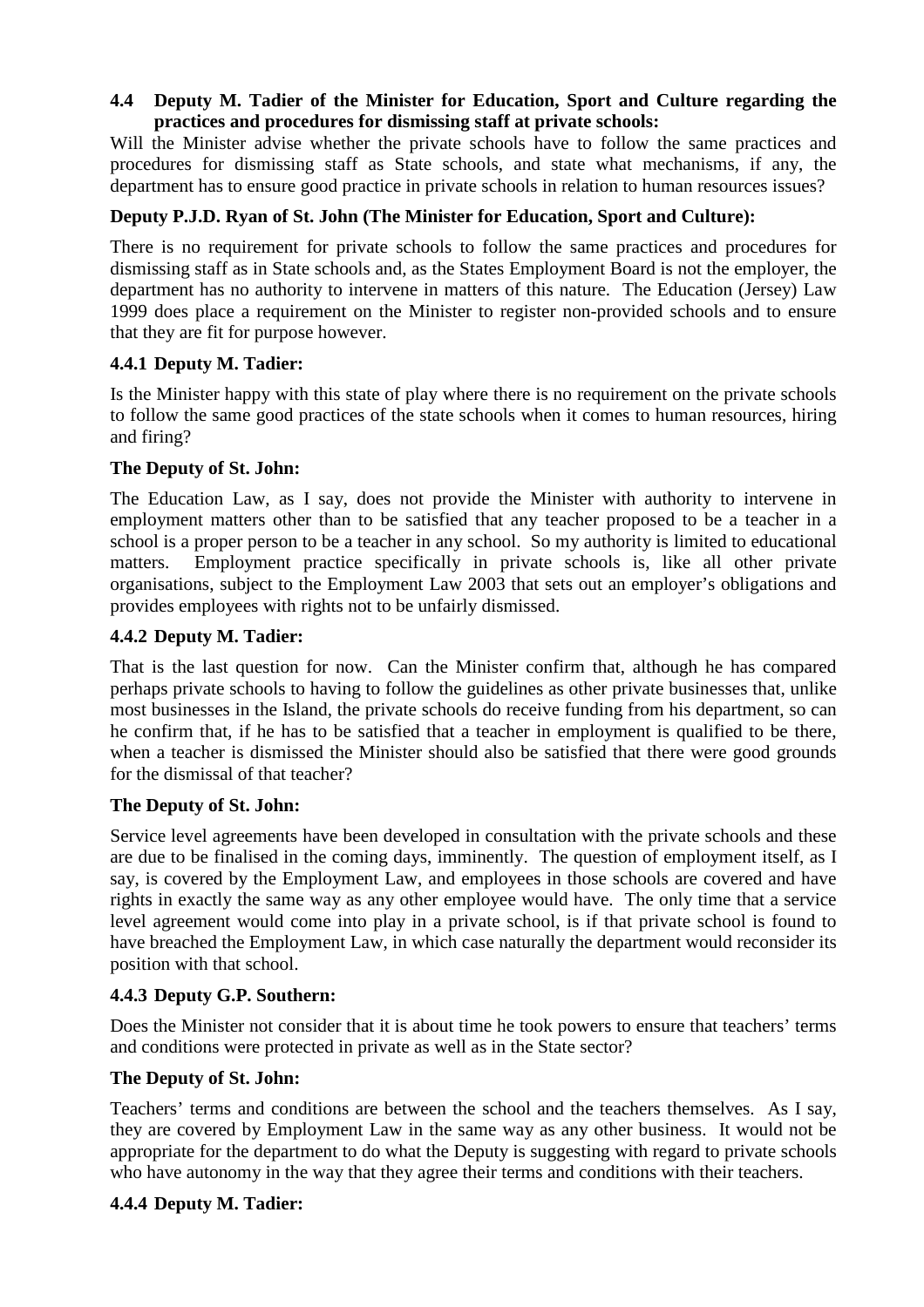### 4.4 Deputy M. Tadier of the Minister for Education, Sport and Culture regarding the practices and procedures for dismissing staff at private schools:

Will the Minister advise whether the private schools have to follow the same practices and procedures for dismissing staff as State schools, and state what mechanisms, if any, the department has to ensure good practice in private schools in relation to human resources issues?

**Deputy P.J.D. Ryan of St. John (The Minister for Education, Sport and Culture):**

There is no requirement for private schools to follow the same practices and procedures for dismissing staff as in State schools and, as the States Employment Board is not the employer, the department has no authority to intervene in matters of this nature. The Education (Jersey) Law 1999 does place a requirement on the Minister to register non-provided schools and to ensure that they are fit for purpose however.

#### 4.4.1 Deputy M. Tadier:

Is the Minister happy with this state of play where there is no requirement on the private schools to follow the same good practices of the state schools when it comes to human resources, hiring and firing?

**The Deputy of St. John:**

The Education Law, as I say, does not provide the Minister with authority to intervene in employment matters other than to be satisfied that any teacher proposed to be a teacher in a school is a proper person to be a teacher in any school. So my authority is limited to educational matters. Employment practice specifically in private schools is, like all other private organisations, subject to the Employment Law 2003 that sets out an employer's obligations and provides employees with rights not to be unfairly dismissed.

#### 4.4.2 Deputy M. Tadier:

That is the last question for now. Can the Minister confirm that, although he has compared perhaps private schools to having to follow the guidelines as other private businesses that, unlike most businesses in the Island, the private schools do receive funding from his department, so can he confirm that, if he has to be satisfied that a teacher in employment is qualified to be there, when a teacher is dismissed the Minister should also be satisfied that there were good grounds for the dismissal of that teacher?

**The Deputy of St. John:**

Service level agreements have been developed in consultation with the private schools and these are due to be finalised in the coming days, imminently. The question of employment itself, as I say, is covered by the Employment Law, and employees in those schools are covered and have rights in exactly the same way as any other employee would have. The only time that a service level agreement would come into play in a private school, is if that private school is found to have breached the Employment Law, in which case naturally the department would reconsider its position with that school.

#### 4.4.3 Deputy G.P. Southern:

Does the Minister not consider that it is about time he took powers to ensure that teachers' terms and conditions were protected in private as well as in the State sector?

**The Deputy of St. John:**

Teachers' terms and conditions are between the school and the teachers themselves. As I say, they are covered by Employment Law in the same way as any other business. It would not be appropriate for the department to do what the Deputy is suggesting with regard to private schools who have autonomy in the way that they agree their terms and conditions with their teachers.

#### 4.4.4 Deputy M. Tadier: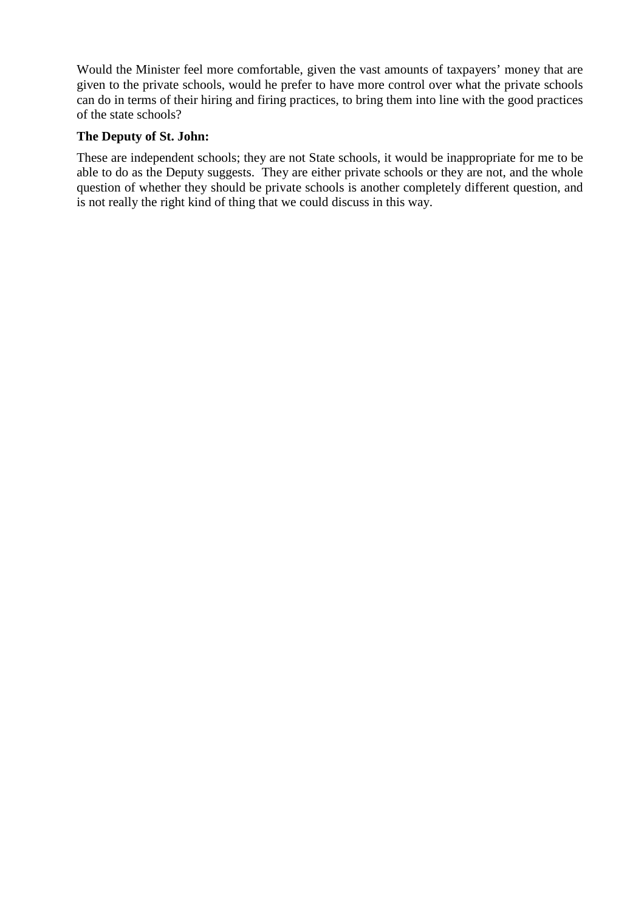Would the Minister feel more comfortable, given the vast amounts of taxpayers' money that are given to the private schools, would he prefer to have more control over what the private schools can do in terms of their hiring and firing practices, to bring them into line with the good practices of the state schools?

**The Deputy of St. John:**

These are independent schools; they are not State schools, it would be inappropriate for me to be able to do as the Deputy suggests. They are either private schools or they are not, and the whole question of whether they should be private schools is another completely different question, and is not really the right kind of thing that we could discuss in this way.